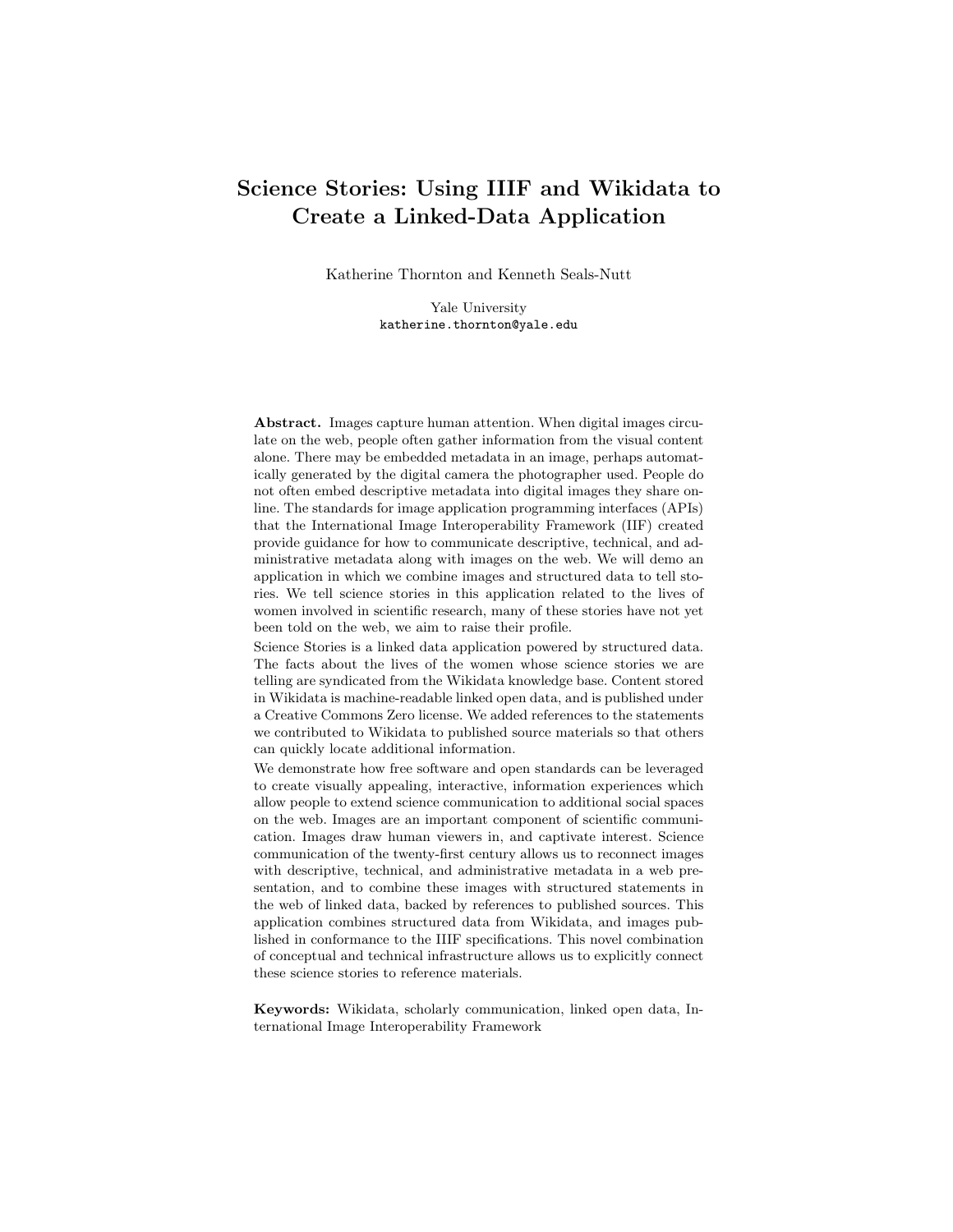# Science Stories: Using IIIF and Wikidata to Create a Linked-Data Application

Katherine Thornton and Kenneth Seals-Nutt

Yale University
katherine.thornton@yale.edu

**Abstract.** Images capture human attention. When digital images circulate on the web, people often gather information from the visual content alone. There may be embedded metadata in an image, perhaps automatically generated by the digital camera the photographer used. People do not often embed descriptive metadata into digital images they share online. The standards for image application programming interfaces (APIs) that the International Image Interoperability Framework (IIF) created provide guidance for how to communicate descriptive, technical, and administrative metadata along with images on the web. We will demo an application in which we combine images and structured data to tell stories. We tell science stories in this application related to the lives of women involved in scientific research, many of these stories have not yet been told on the web, we aim to raise their profile.

Science Stories is a linked data application powered by structured data. The facts about the lives of the women whose science stories we are telling are syndicated from the Wikidata knowledge base. Content stored in Wikidata is machine-readable linked open data, and is published under a Creative Commons Zero license. We added references to the statements we contributed to Wikidata to published source materials so that others can quickly locate additional information.

We demonstrate how free software and open standards can be leveraged to create visually appealing, interactive, information experiences which allow people to extend science communication to additional social spaces on the web. Images are an important component of scientific communication. Images draw human viewers in, and captivate interest. Science communication of the twenty-first century allows us to reconnect images with descriptive, technical, and administrative metadata in a web presentation, and to combine these images with structured statements in the web of linked data, backed by references to published sources. This application combines structured data from Wikidata, and images published in conformance to the IIIF specifications. This novel combination of conceptual and technical infrastructure allows us to explicitly connect these science stories to reference materials.

**Keywords:** Wikidata, scholarly communication, linked open data, International Image Interoperability Framework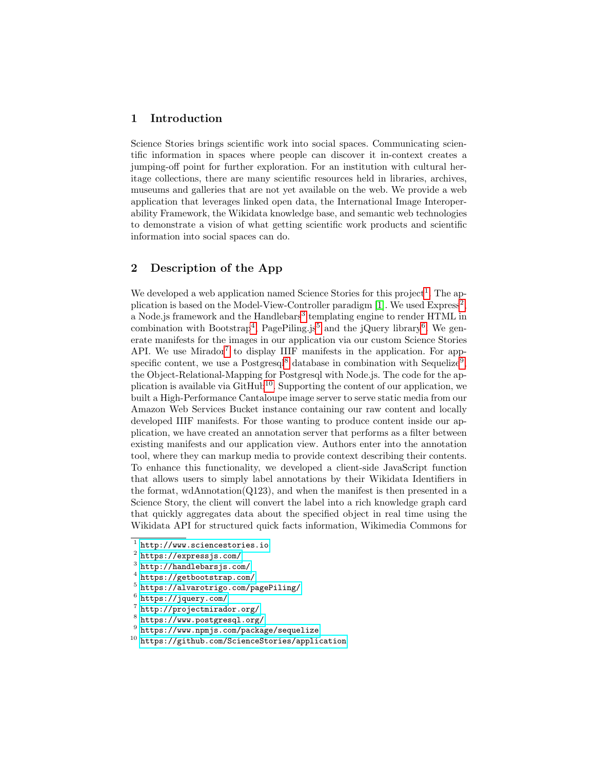## 1 Introduction

Science Stories brings scientific work into social spaces. Communicating scientific information in spaces where people can discover it in-context creates a jumping-off point for further exploration. For an institution with cultural heritage collections, there are many scientific resources held in libraries, archives, museums and galleries that are not yet available on the web. We provide a web application that leverages linked open data, the International Image Interoperability Framework, the Wikidata knowledge base, and semantic web technologies to demonstrate a vision of what getting scientific work products and scientific information into social spaces can do.

## 2 Description of the App

We developed a web application named Science Stories for this project[1]. The application is based on the Model-View-Controller paradigm [1]. We used Express[2], a Node.js framework and the Handlebars[3] templating engine to render HTML in combination with Bootstrap[4], PagePiling.js[5] and the jQuery library[6]. We generate manifests for the images in our application via our custom Science Stories API. We use Mirador[7] to display IIIF manifests in the application. For app-specific content, we use a Postgresql[8] database in combination with Sequelize[9], the Object-Relational-Mapping for Postgresql with Node.js. The code for the application is available via GitHub[10]. Supporting the content of our application, we built a High-Performance Cantaloupe image server to serve static media from our Amazon Web Services Bucket instance containing our raw content and locally developed IIIF manifests. For those wanting to produce content inside our application, we have created an annotation server that performs as a filter between existing manifests and our application view. Authors enter into the annotation tool, where they can markup media to provide context describing their contents. To enhance this functionality, we developed a client-side JavaScript function that allows users to simply label annotations by their Wikidata Identifiers in the format, wdAnnotation(Q123), and when the manifest is then presented in a Science Story, the client will convert the label into a rich knowledge graph card that quickly aggregates data about the specified object in real time using the Wikidata API for structured quick facts information, Wikimedia Commons for

---

[1] http://www.sciencestories.io

[2] https://expressjs.com/

[3] http://handlebarsjs.com/

[4] https://getbootstrap.com/

[5] https://alvarotrigo.com/pagePiling/

[6] https://jquery.com/

[7] http://projectmirador.org/

[8] https://www.postgresql.org/

[9] https://www.npmjs.com/package/sequelize

[10] https://github.com/ScienceStories/application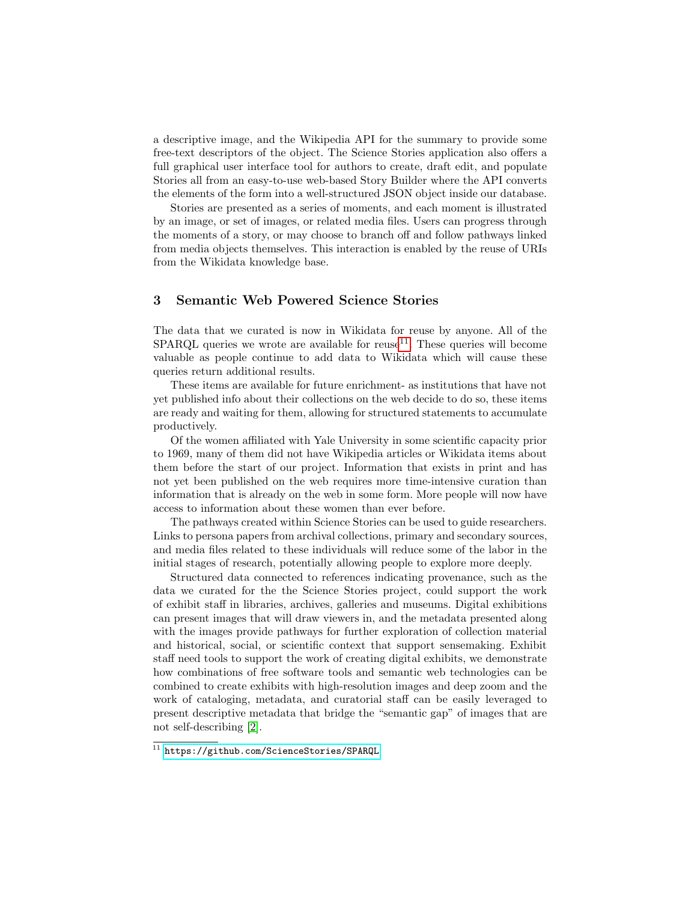a descriptive image, and the Wikipedia API for the summary to provide some free-text descriptors of the object. The Science Stories application also offers a full graphical user interface tool for authors to create, draft edit, and populate Stories all from an easy-to-use web-based Story Builder where the API converts the elements of the form into a well-structured JSON object inside our database.

Stories are presented as a series of moments, and each moment is illustrated by an image, or set of images, or related media files. Users can progress through the moments of a story, or may choose to branch off and follow pathways linked from media objects themselves. This interaction is enabled by the reuse of URIs from the Wikidata knowledge base.

## 3 Semantic Web Powered Science Stories

The data that we curated is now in Wikidata for reuse by anyone. All of the SPARQL queries we wrote are available for reuse[11]. These queries will become valuable as people continue to add data to Wikidata which will cause these queries return additional results.

These items are available for future enrichment- as institutions that have not yet published info about their collections on the web decide to do so, these items are ready and waiting for them, allowing for structured statements to accumulate productively.

Of the women affiliated with Yale University in some scientific capacity prior to 1969, many of them did not have Wikipedia articles or Wikidata items about them before the start of our project. Information that exists in print and has not yet been published on the web requires more time-intensive curation than information that is already on the web in some form. More people will now have access to information about these women than ever before.

The pathways created within Science Stories can be used to guide researchers. Links to persona papers from archival collections, primary and secondary sources, and media files related to these individuals will reduce some of the labor in the initial stages of research, potentially allowing people to explore more deeply.

Structured data connected to references indicating provenance, such as the data we curated for the the Science Stories project, could support the work of exhibit staff in libraries, archives, galleries and museums. Digital exhibitions can present images that will draw viewers in, and the metadata presented along with the images provide pathways for further exploration of collection material and historical, social, or scientific context that support sensemaking. Exhibit staff need tools to support the work of creating digital exhibits, we demonstrate how combinations of free software tools and semantic web technologies can be combined to create exhibits with high-resolution images and deep zoom and the work of cataloging, metadata, and curatorial staff can be easily leveraged to present descriptive metadata that bridge the "semantic gap" of images that are not self-describing [2].

[11] https://github.com/ScienceStories/SPARQL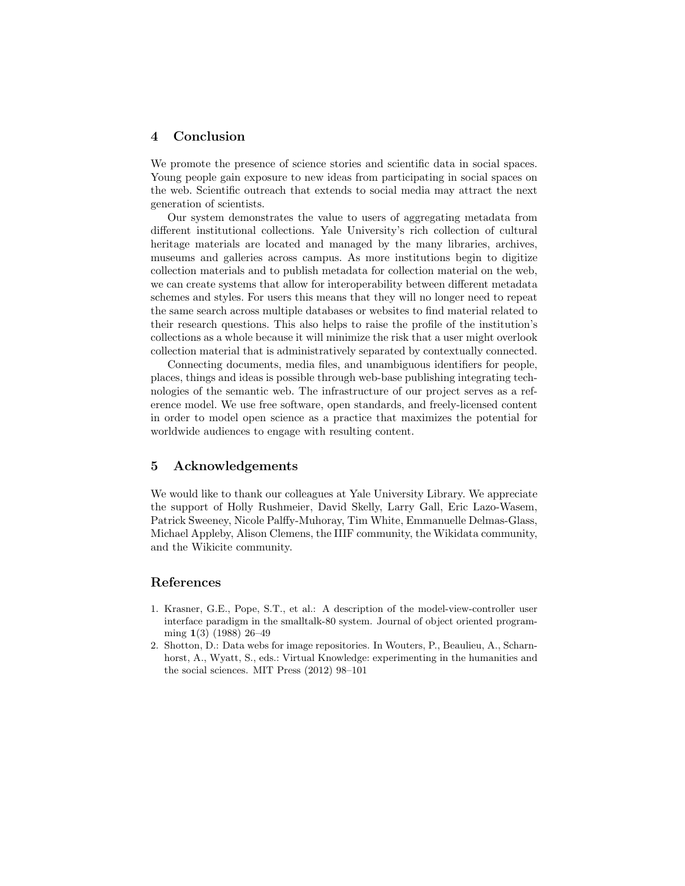## 4 Conclusion

We promote the presence of science stories and scientific data in social spaces. Young people gain exposure to new ideas from participating in social spaces on the web. Scientific outreach that extends to social media may attract the next generation of scientists.

Our system demonstrates the value to users of aggregating metadata from different institutional collections. Yale University's rich collection of cultural heritage materials are located and managed by the many libraries, archives, museums and galleries across campus. As more institutions begin to digitize collection materials and to publish metadata for collection material on the web, we can create systems that allow for interoperability between different metadata schemes and styles. For users this means that they will no longer need to repeat the same search across multiple databases or websites to find material related to their research questions. This also helps to raise the profile of the institution's collections as a whole because it will minimize the risk that a user might overlook collection material that is administratively separated by contextually connected.

Connecting documents, media files, and unambiguous identifiers for people, places, things and ideas is possible through web-base publishing integrating technologies of the semantic web. The infrastructure of our project serves as a reference model. We use free software, open standards, and freely-licensed content in order to model open science as a practice that maximizes the potential for worldwide audiences to engage with resulting content.

## 5 Acknowledgements

We would like to thank our colleagues at Yale University Library. We appreciate the support of Holly Rushmeier, David Skelly, Larry Gall, Eric Lazo-Wasem, Patrick Sweeney, Nicole Palffy-Muhoray, Tim White, Emmanuelle Delmas-Glass, Michael Appleby, Alison Clemens, the IIIF community, the Wikidata community, and the Wikicite community.

## References

1. Krasner, G.E., Pope, S.T., et al.: A description of the model-view-controller user interface paradigm in the smalltalk-80 system. Journal of object oriented programming **1**(3) (1988) 26–49
2. Shotton, D.: Data webs for image repositories. In Wouters, P., Beaulieu, A., Scharnhorst, A., Wyatt, S., eds.: Virtual Knowledge: experimenting in the humanities and the social sciences. MIT Press (2012) 98–101